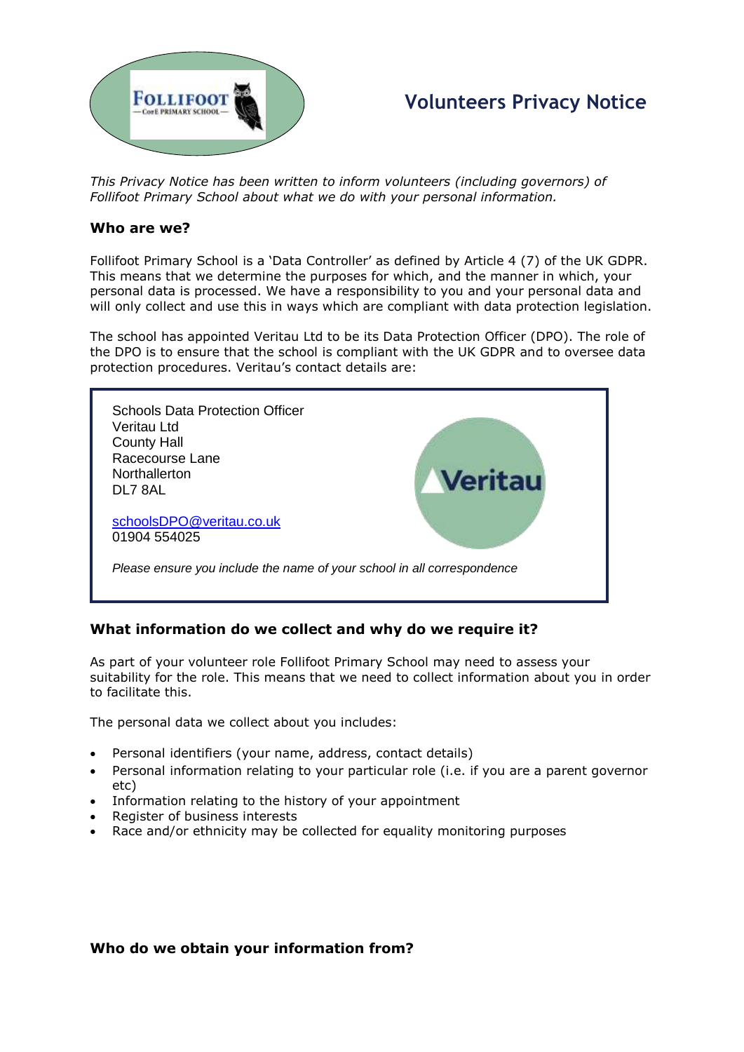# Volunteers Privacy Notice

*This Privacy Notice has been written to inform volunteers (including governors) of Follifoot Primary School about what we do with your personal information.*

## Who are we?

Follifoot Primary School is a 'Data Controller' as defined by Article 4 (7) of the UK GDPR. This means that we determine the purposes for which, and the manner in which, your personal data is processed. We have a responsibility to you and your personal data and will only collect and use this in ways which are compliant with data protection legislation.

The school has appointed Veritau Ltd to be its Data Protection Officer (DPO). The role of the DPO is to ensure that the school is compliant with the UK GDPR and to oversee data protection procedures. Veritau's contact details are:

Schools Data Protection Officer
Veritau Ltd
County Hall
Racecourse Lane
Northallerton
DL7 8AL

schoolsDPO@veritau.co.uk
01904 554025

*Please ensure you include the name of your school in all correspondence*

## What information do we collect and why do we require it?

As part of your volunteer role Follifoot Primary School may need to assess your suitability for the role. This means that we need to collect information about you in order to facilitate this.

The personal data we collect about you includes:

- Personal identifiers (your name, address, contact details)
- Personal information relating to your particular role (i.e. if you are a parent governor etc)
- Information relating to the history of your appointment
- Register of business interests
- Race and/or ethnicity may be collected for equality monitoring purposes

## Who do we obtain your information from?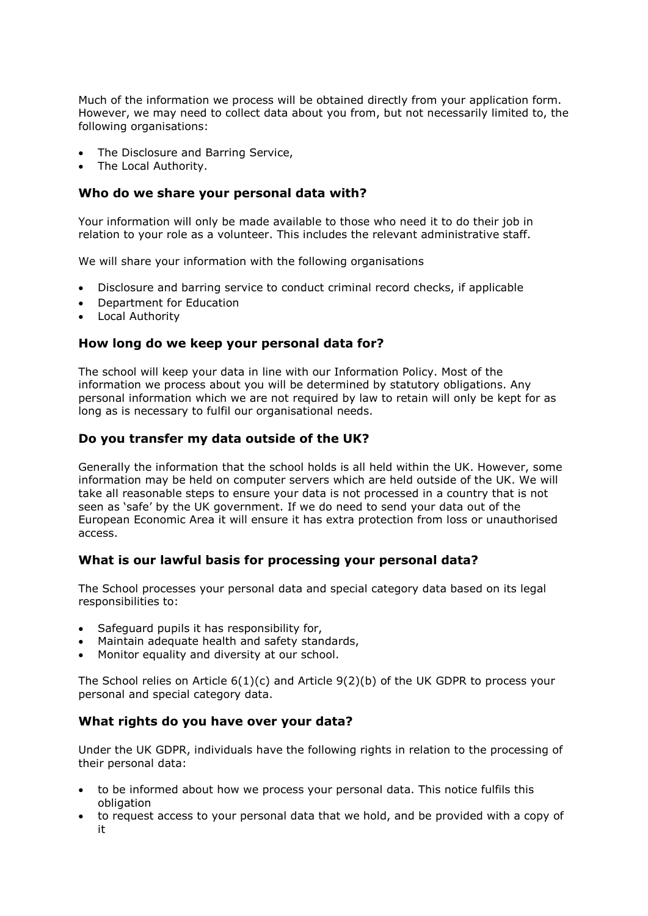Much of the information we process will be obtained directly from your application form. However, we may need to collect data about you from, but not necessarily limited to, the following organisations:

- The Disclosure and Barring Service,
- The Local Authority.

### Who do we share your personal data with?

Your information will only be made available to those who need it to do their job in relation to your role as a volunteer. This includes the relevant administrative staff.

We will share your information with the following organisations

- Disclosure and barring service to conduct criminal record checks, if applicable
- Department for Education
- Local Authority

### How long do we keep your personal data for?

The school will keep your data in line with our Information Policy. Most of the information we process about you will be determined by statutory obligations. Any personal information which we are not required by law to retain will only be kept for as long as is necessary to fulfil our organisational needs.

### Do you transfer my data outside of the UK?

Generally the information that the school holds is all held within the UK. However, some information may be held on computer servers which are held outside of the UK. We will take all reasonable steps to ensure your data is not processed in a country that is not seen as 'safe' by the UK government. If we do need to send your data out of the European Economic Area it will ensure it has extra protection from loss or unauthorised access.

### What is our lawful basis for processing your personal data?

The School processes your personal data and special category data based on its legal responsibilities to:

- Safeguard pupils it has responsibility for,
- Maintain adequate health and safety standards,
- Monitor equality and diversity at our school.

The School relies on Article 6(1)(c) and Article 9(2)(b) of the UK GDPR to process your personal and special category data.

### What rights do you have over your data?

Under the UK GDPR, individuals have the following rights in relation to the processing of their personal data:

- to be informed about how we process your personal data. This notice fulfils this obligation
- to request access to your personal data that we hold, and be provided with a copy of it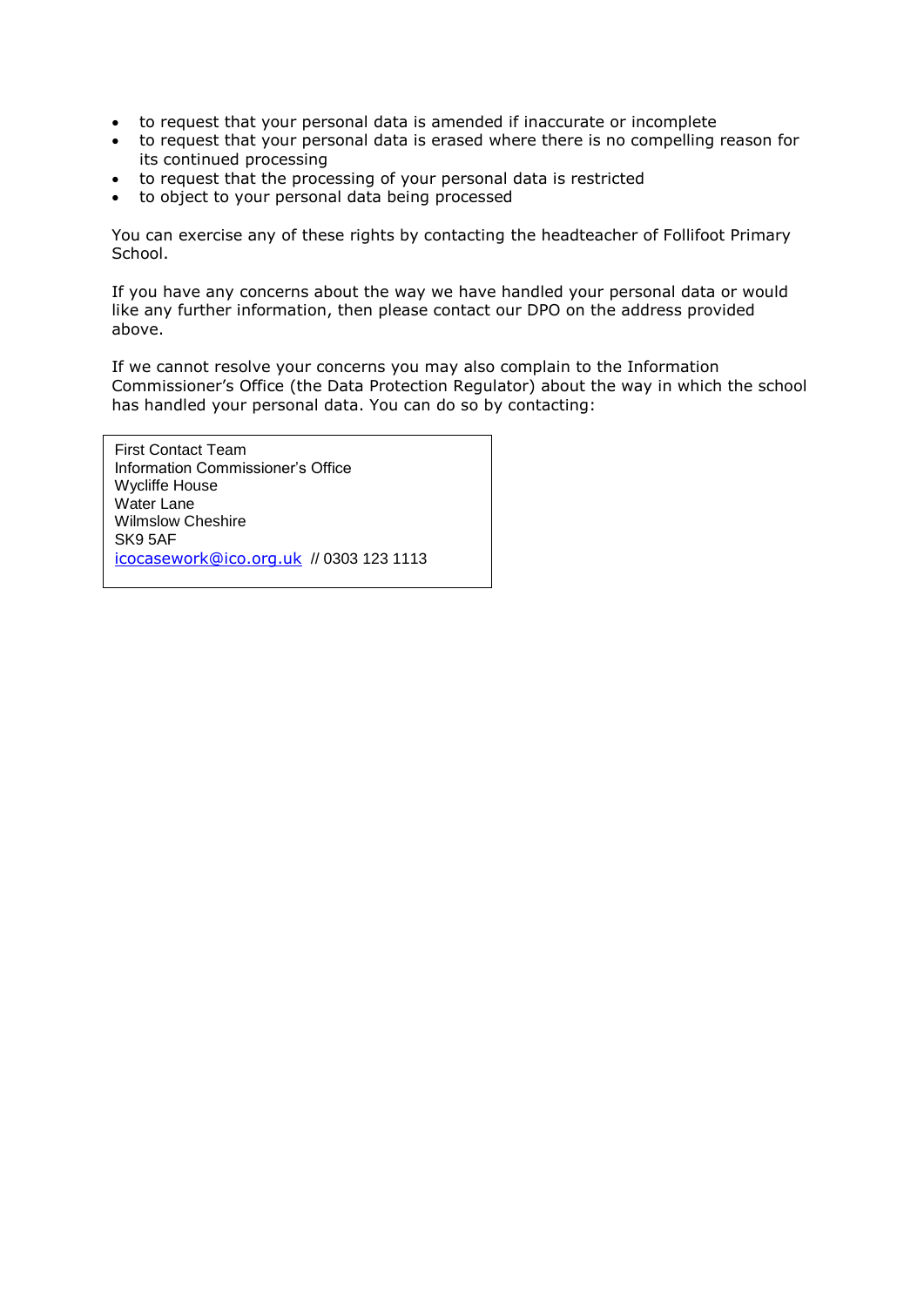- to request that your personal data is amended if inaccurate or incomplete
- to request that your personal data is erased where there is no compelling reason for its continued processing
- to request that the processing of your personal data is restricted
- to object to your personal data being processed

You can exercise any of these rights by contacting the headteacher of Follifoot Primary School.

If you have any concerns about the way we have handled your personal data or would like any further information, then please contact our DPO on the address provided above.

If we cannot resolve your concerns you may also complain to the Information Commissioner's Office (the Data Protection Regulator) about the way in which the school has handled your personal data. You can do so by contacting:

First Contact Team
Information Commissioner's Office
Wycliffe House
Water Lane
Wilmslow Cheshire
SK9 5AF
icocasework@ico.org.uk // 0303 123 1113